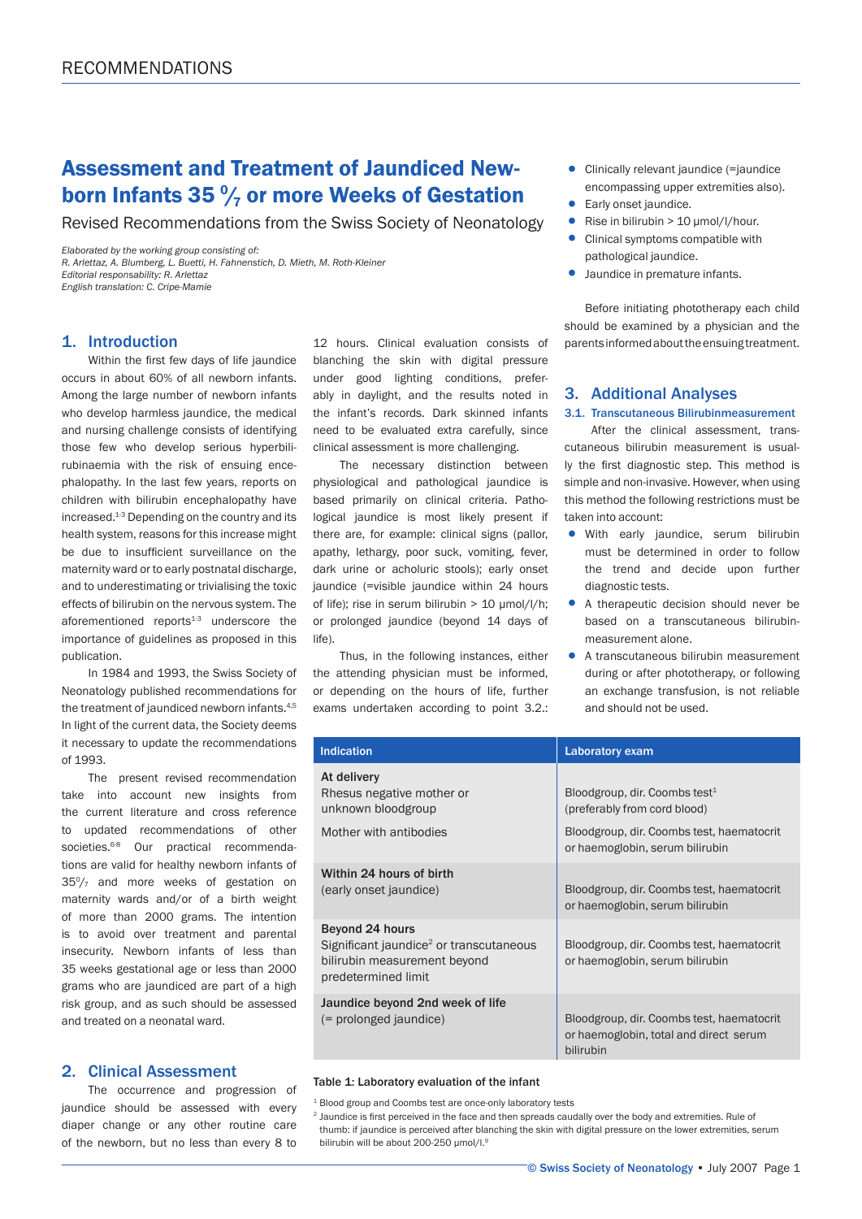# Assessment and Treatment of Jaundiced Newborn Infants 35 $^{0}/_{7}$ or more Weeks of Gestation

Revised Recommendations from the Swiss Society of Neonatology

*Elaborated by the working group consisting of:*
*R. Arlettaz, A. Blumberg, L. Buetti, H. Fahnenstich, D. Mieth, M. Roth-Kleiner*
*Editorial responsability: R. Arlettaz*
*English translation: C. Cripe-Mamie*

## 1. Introduction

Within the first few days of life jaundice occurs in about 60% of all newborn infants. Among the large number of newborn infants who develop harmless jaundice, the medical and nursing challenge consists of identifying those few who develop serious hyperbilirubinaemia with the risk of ensuing encephalopathy. In the last few years, reports on children with bilirubin encephalopathy have increased.[1-3] Depending on the country and its health system, reasons for this increase might be due to insufficient surveillance on the maternity ward or to early postnatal discharge, and to underestimating or trivialising the toxic effects of bilirubin on the nervous system. The aforementioned reports[1-3] underscore the importance of guidelines as proposed in this publication.

In 1984 and 1993, the Swiss Society of Neonatology published recommendations for the treatment of jaundiced newborn infants.[4,5] In light of the current data, the Society deems it necessary to update the recommendations of 1993.

The present revised recommendation take into account new insights from the current literature and cross reference to updated recommendations of other societies.[6-8] Our practical recommendations are valid for healthy newborn infants of $35^{0}/_{7}$ and more weeks of gestation on maternity wards and/or of a birth weight of more than 2000 grams. The intention is to avoid over treatment and parental insecurity. Newborn infants of less than 35 weeks gestational age or less than 2000 grams who are jaundiced are part of a high risk group, and as such should be assessed and treated on a neonatal ward.

## 2. Clinical Assessment

The occurrence and progression of jaundice should be assessed with every diaper change or any other routine care of the newborn, but no less than every 8 to 12 hours. Clinical evaluation consists of blanching the skin with digital pressure under good lighting conditions, preferably in daylight, and the results noted in the infant's records. Dark skinned infants need to be evaluated extra carefully, since clinical assessment is more challenging.

The necessary distinction between physiological and pathological jaundice is based primarily on clinical criteria. Pathological jaundice is most likely present if there are, for example: clinical signs (pallor, apathy, lethargy, poor suck, vomiting, fever, dark urine or acholuric stools); early onset jaundice (=visible jaundice within 24 hours of life); rise in serum bilirubin > 10 µmol/l/h; or prolonged jaundice (beyond 14 days of life).

Thus, in the following instances, either the attending physician must be informed, or depending on the hours of life, further exams undertaken according to point 3.2.:

- Clinically relevant jaundice (=jaundice encompassing upper extremities also).
- Early onset jaundice.
- Rise in bilirubin > 10 µmol/l/hour.
- Clinical symptoms compatible with pathological jaundice.
- Jaundice in premature infants.

Before initiating phototherapy each child should be examined by a physician and the parents informed about the ensuing treatment.

## 3. Additional Analyses

### 3.1. Transcutaneous Bilirubinmeasurement

After the clinical assessment, transcutaneous bilirubin measurement is usually the first diagnostic step. This method is simple and non-invasive. However, when using this method the following restrictions must be taken into account:

- With early jaundice, serum bilirubin must be determined in order to follow the trend and decide upon further diagnostic tests.
- A therapeutic decision should never be based on a transcutaneous bilirubin-measurement alone.
- A transcutaneous bilirubin measurement during or after phototherapy, or following an exchange transfusion, is not reliable and should not be used.

| Indication | Laboratory exam |
|---|---|
| **At delivery**<br>Rhesus negative mother or unknown bloodgroup | Bloodgroup, dir. Coombs test[1] (preferably from cord blood) |
| Mother with antibodies | Bloodgroup, dir. Coombs test, haematocrit or haemoglobin, serum bilirubin |
| **Within 24 hours of birth**<br>(early onset jaundice) | Bloodgroup, dir. Coombs test, haematocrit or haemoglobin, serum bilirubin |
| **Beyond 24 hours**<br>Significant jaundice[2] or transcutaneous bilirubin measurement beyond predetermined limit | Bloodgroup, dir. Coombs test, haematocrit or haemoglobin, serum bilirubin |
| **Jaundice beyond 2nd week of life**<br>(= prolonged jaundice) | Bloodgroup, dir. Coombs test, haematocrit or haemoglobin, total and direct serum bilirubin |

**Table 1: Laboratory evaluation of the infant**

[1] Blood group and Coombs test are once-only laboratory tests

[2] Jaundice is first perceived in the face and then spreads caudally over the body and extremities. Rule of thumb: if jaundice is perceived after blanching the skin with digital pressure on the lower extremities, serum bilirubin will be about 200-250 µmol/l.[9]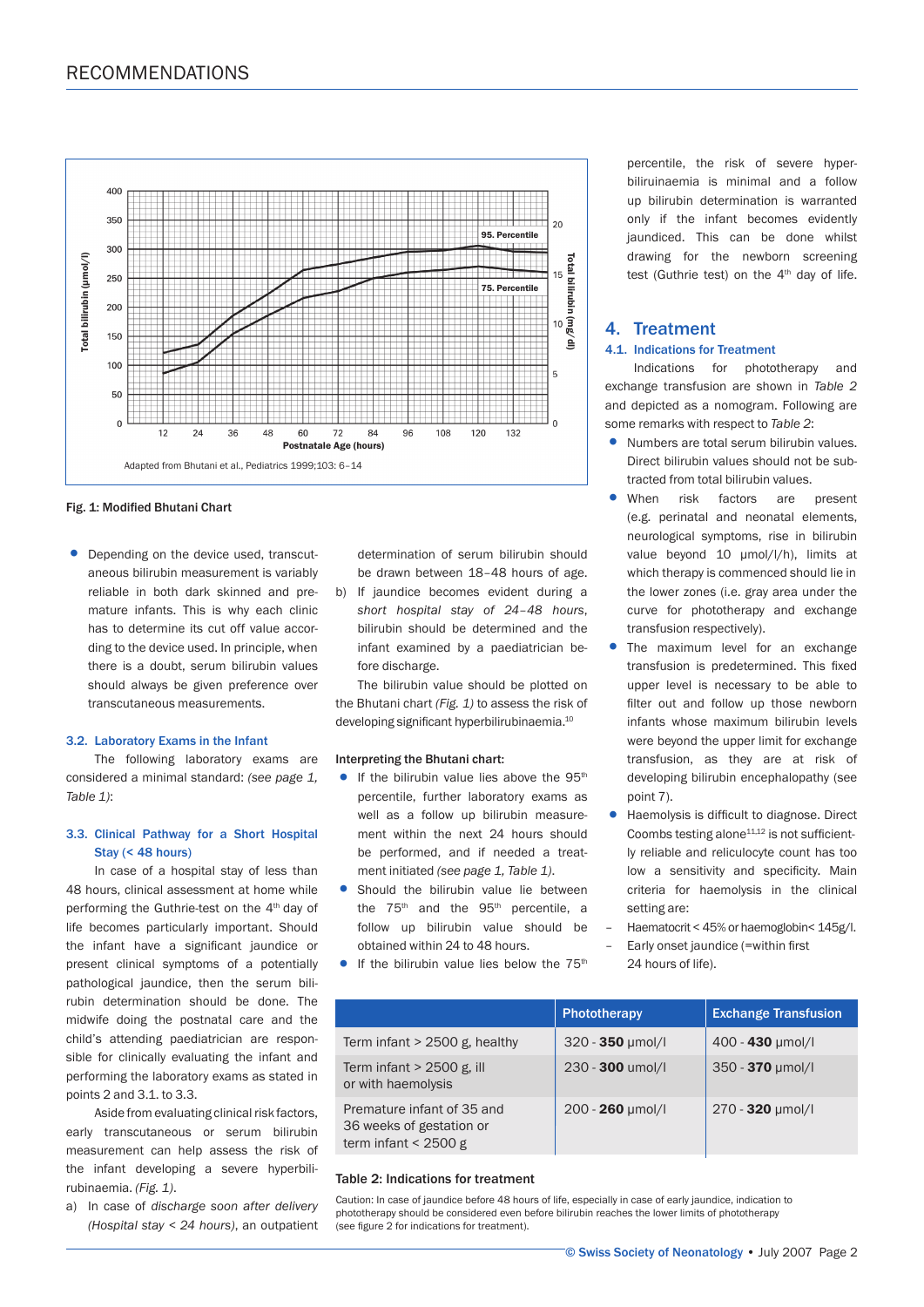Fig. 1: Modified Bhutani Chart

- Depending on the device used, transcutaneous bilirubin measurement is variably reliable in both dark skinned and premature infants. This is why each clinic has to determine its cut off value according to the device used. In principle, when there is a doubt, serum bilirubin values should always be given preference over transcutaneous measurements.

### 3.2. Laboratory Exams in the Infant

The following laboratory exams are considered a minimal standard: *(see page 1, Table 1)*:

### 3.3. Clinical Pathway for a Short Hospital Stay (< 48 hours)

In case of a hospital stay of less than 48 hours, clinical assessment at home while performing the Guthrie-test on the 4th day of life becomes particularly important. Should the infant have a significant jaundice or present clinical symptoms of a potentially pathological jaundice, then the serum bilirubin determination should be done. The midwife doing the postnatal care and the child's attending paediatrician are responsible for clinically evaluating the infant and performing the laboratory exams as stated in points 2 and 3.1. to 3.3.

Aside from evaluating clinical risk factors, early transcutaneous or serum bilirubin measurement can help assess the risk of the infant developing a severe hyperbilirubinaemia. *(Fig. 1)*.

a) In case of *discharge soon after delivery (Hospital stay < 24 hours)*, an outpatient determination of serum bilirubin should be drawn between 18–48 hours of age.

b) If jaundice becomes evident during a *short hospital stay of 24–48 hours*, bilirubin should be determined and the infant examined by a paediatrician before discharge.

The bilirubin value should be plotted on the Bhutani chart *(Fig. 1)* to assess the risk of developing significant hyperbilirubinaemia.[10]

**Interpreting the Bhutani chart:**

- If the bilirubin value lies above the 95th percentile, further laboratory exams as well as a follow up bilirubin measurement within the next 24 hours should be performed, and if needed a treatment initiated *(see page 1, Table 1)*.
- Should the bilirubin value lie between the 75th and the 95th percentile, a follow up bilirubin value should be obtained within 24 to 48 hours.
- If the bilirubin value lies below the 75th percentile, the risk of severe hyperbiliruinaemia is minimal and a follow up bilirubin determination is warranted only if the infant becomes evidently jaundiced. This can be done whilst drawing for the newborn screening test (Guthrie test) on the 4th day of life.

## 4. Treatment

### 4.1. Indications for Treatment

Indications for phototherapy and exchange transfusion are shown in *Table 2* and depicted as a nomogram. Following are some remarks with respect to *Table 2*:

- Numbers are total serum bilirubin values. Direct bilirubin values should not be subtracted from total bilirubin values.
- When risk factors are present (e.g. perinatal and neonatal elements, neurological symptoms, rise in bilirubin value beyond 10 µmol/l/h), limits at which therapy is commenced should lie in the lower zones (i.e. gray area under the curve for phototherapy and exchange transfusion respectively).
- The maximum level for an exchange transfusion is predetermined. This fixed upper level is necessary to be able to filter out and follow up those newborn infants whose maximum bilirubin levels were beyond the upper limit for exchange transfusion, as they are at risk of developing bilirubin encephalopathy (see point 7).
- Haemolysis is difficult to diagnose. Direct Coombs testing alone[11,12] is not sufficiently reliable and reliculocyte count has too low a sensitivity and specificity. Main criteria for haemolysis in the clinical setting are:
  - Haematocrit < 45% or haemoglobin< 145g/l.
  - Early onset jaundice (=within first 24 hours of life).

| | Phototherapy | Exchange Transfusion |
|---|---|---|
| Term infant > 2500 g, healthy | 320 - **350** µmol/l | 400 - **430** µmol/l |
| Term infant > 2500 g, ill or with haemolysis | 230 - **300** umol/l | 350 - **370** µmol/l |
| Premature infant of 35 and 36 weeks of gestation or term infant < 2500 g | 200 - **260** µmol/l | 270 - **320** µmol/l |

**Table 2: Indications for treatment**

Caution: In case of jaundice before 48 hours of life, especially in case of early jaundice, indication to phototherapy should be considered even before bilirubin reaches the lower limits of phototherapy (see figure 2 for indications for treatment).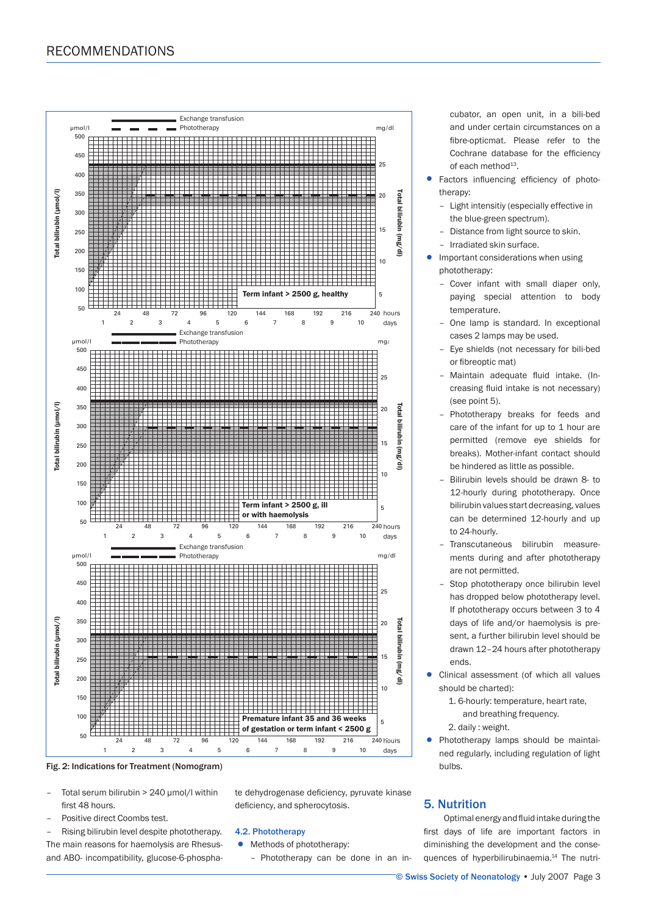Fig. 2: Indications for Treatment (Nomogram)

- Total serum bilirubin > 240 µmol/l within first 48 hours.
- Positive direct Coombs test.
- Rising bilirubin level despite phototherapy.

The main reasons for haemolysis are Rhesus- and ABO- incompatibility, glucose-6-phosphate dehydrogenase deficiency, pyruvate kinase deficiency, and spherocytosis.

### 4.2. Phototherapy

- Methods of phototherapy:
  - Phototherapy can be done in an incubator, an open unit, in a bili-bed and under certain circumstances on a fibre-opticmat. Please refer to the Cochrane database for the efficiency of each method[13].
- Factors influencing efficiency of phototherapy:
  - Light intensitiy (especially effective in the blue-green spectrum).
  - Distance from light source to skin.
  - Irradiated skin surface.
- Important considerations when using phototherapy:
  - Cover infant with small diaper only, paying special attention to body temperature.
  - One lamp is standard. In exceptional cases 2 lamps may be used.
  - Eye shields (not necessary for bili-bed or fibreoptic mat)
  - Maintain adequate fluid intake. (Increasing fluid intake is not necessary) (see point 5).
  - Phototherapy breaks for feeds and care of the infant for up to 1 hour are permitted (remove eye shields for breaks). Mother-infant contact should be hindered as little as possible.
  - Bilirubin levels should be drawn 8- to 12-hourly during phototherapy. Once bilirubin values start decreasing, values can be determined 12-hourly and up to 24-hourly.
  - Transcutaneous bilirubin measurements during and after phototherapy are not permitted.
  - Stop phototherapy once bilirubin level has dropped below phototherapy level. If phototherapy occurs between 3 to 4 days of life and/or haemolysis is present, a further bilirubin level should be drawn 12–24 hours after phototherapy ends.
- Clinical assessment (of which all values should be charted):
  1. 6-hourly: temperature, heart rate, and breathing frequency.
  2. daily : weight.
- Phototherapy lamps should be maintained regularly, including regulation of light bulbs.

## 5. Nutrition

Optimal energy and fluid intake during the first days of life are important factors in diminishing the development and the consequences of hyperbilirubinaemia.[14] The nutri-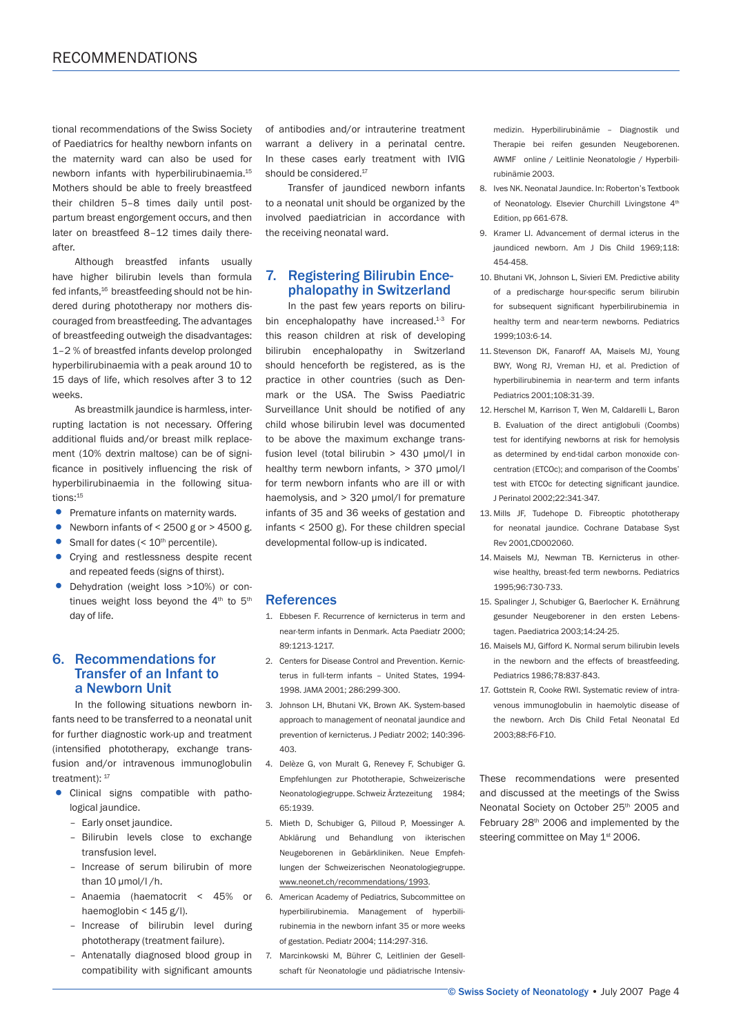tional recommendations of the Swiss Society of Paediatrics for healthy newborn infants on the maternity ward can also be used for newborn infants with hyperbilirubinaemia.[15] Mothers should be able to freely breastfeed their children 5–8 times daily until postpartum breast engorgement occurs, and then later on breastfeed 8–12 times daily thereafter.

Although breastfed infants usually have higher bilirubin levels than formula fed infants,[16] breastfeeding should not be hindered during phototherapy nor mothers discouraged from breastfeeding. The advantages of breastfeeding outweigh the disadvantages: 1–2 % of breastfed infants develop prolonged hyperbilirubinaemia with a peak around 10 to 15 days of life, which resolves after 3 to 12 weeks.

As breastmilk jaundice is harmless, interrupting lactation is not necessary. Offering additional fluids and/or breast milk replacement (10% dextrin maltose) can be of significance in positively influencing the risk of hyperbilirubinaemia in the following situations:[15]

- Premature infants on maternity wards.
- Newborn infants of < 2500 g or > 4500 g.
- Small for dates (< 10th percentile).
- Crying and restlessness despite recent and repeated feeds (signs of thirst).
- Dehydration (weight loss >10%) or continues weight loss beyond the 4th to 5th day of life.

## 6. Recommendations for Transfer of an Infant to a Newborn Unit

In the following situations newborn infants need to be transferred to a neonatal unit for further diagnostic work-up and treatment (intensified phototherapy, exchange transfusion and/or intravenous immunoglobulin treatment): [17]

- Clinical signs compatible with pathological jaundice.
  - Early onset jaundice.
  - Bilirubin levels close to exchange transfusion level.
  - Increase of serum bilirubin of more than 10 μmol/l /h.
  - Anaemia (haematocrit < 45% or haemoglobin < 145 g/l).
  - Increase of bilirubin level during phototherapy (treatment failure).
  - Antenatally diagnosed blood group in compatibility with significant amounts of antibodies and/or intrauterine treatment warrant a delivery in a perinatal centre. In these cases early treatment with IVIG should be considered.[17]

Transfer of jaundiced newborn infants to a neonatal unit should be organized by the involved paediatrician in accordance with the receiving neonatal ward.

## 7. Registering Bilirubin Encephalopathy in Switzerland

In the past few years reports on bilirubin encephalopathy have increased.[1-3] For this reason children at risk of developing bilirubin encephalopathy in Switzerland should henceforth be registered, as is the practice in other countries (such as Denmark or the USA. The Swiss Paediatric Surveillance Unit should be notified of any child whose bilirubin level was documented to be above the maximum exchange transfusion level (total bilirubin > 430 μmol/l in healthy term newborn infants, > 370 μmol/l for term newborn infants who are ill or with haemolysis, and > 320 μmol/l for premature infants of 35 and 36 weeks of gestation and infants < 2500 g). For these children special developmental follow-up is indicated.

## References

1. Ebbesen F. Recurrence of kernicterus in term and near-term infants in Denmark. Acta Paediatr 2000; 89:1213-1217.
2. Centers for Disease Control and Prevention. Kernicterus in full-term infants – United States, 1994-1998. JAMA 2001; 286:299-300.
3. Johnson LH, Bhutani VK, Brown AK. System-based approach to management of neonatal jaundice and prevention of kernicterus. J Pediatr 2002; 140:396-403.
4. Delèze G, von Muralt G, Renevey F, Schubiger G. Empfehlungen zur Phototherapie, Schweizerische Neonatologiegruppe. Schweiz Ärztezeitung 1984; 65:1939.
5. Mieth D, Schubiger G, Pilloud P, Moessinger A. Abklärung und Behandlung von ikterischen Neugeborenen in Gebärkliniken. Neue Empfehlungen der Schweizerischen Neonatologiegruppe. www.neonet.ch/recommendations/1993.
6. American Academy of Pediatrics, Subcommittee on hyperbilirubinemia. Management of hyperbilirubinemia in the newborn infant 35 or more weeks of gestation. Pediatr 2004; 114:297-316.
7. Marcinkowski M, Bührer C, Leitlinien der Gesellschaft für Neonatologie und pädiatrische Intensivmedizin. Hyperbilirubinämie – Diagnostik und Therapie bei reifen gesunden Neugeborenen. AWMF online / Leitlinie Neonatologie / Hyperbilirubinämie 2003.
8. Ives NK. Neonatal Jaundice. In: Roberton's Textbook of Neonatology. Elsevier Churchill Livingstone 4th Edition, pp 661-678.
9. Kramer LI. Advancement of dermal icterus in the jaundiced newborn. Am J Dis Child 1969;118: 454-458.
10. Bhutani VK, Johnson L, Sivieri EM. Predictive ability of a predischarge hour-specific serum bilirubin for subsequent significant hyperbilirubinemia in healthy term and near-term newborns. Pediatrics 1999;103:6-14.
11. Stevenson DK, Fanaroff AA, Maisels MJ, Young BWY, Wong RJ, Vreman HJ, et al. Prediction of hyperbilirubinemia in near-term and term infants Pediatrics 2001;108:31-39.
12. Herschel M, Karrison T, Wen M, Caldarelli L, Baron B. Evaluation of the direct antiglobuli (Coombs) test for identifying newborns at risk for hemolysis as determined by end-tidal carbon monoxide concentration (ETCOc); and comparison of the Coombs' test with ETCOc for detecting significant jaundice. J Perinatol 2002;22:341-347.
13. Mills JF, Tudehope D. Fibreoptic phototherapy for neonatal jaundice. Cochrane Database Syst Rev 2001,CD002060.
14. Maisels MJ, Newman TB. Kernicterus in otherwise healthy, breast-fed term newborns. Pediatrics 1995;96:730-733.
15. Spalinger J, Schubiger G, Baerlocher K. Ernährung gesunder Neugeborener in den ersten Lebenstagen. Paediatrica 2003;14:24-25.
16. Maisels MJ, Gifford K. Normal serum bilirubin levels in the newborn and the effects of breastfeeding. Pediatrics 1986;78:837-843.
17. Gottstein R, Cooke RWI. Systematic review of intravenous immunoglobulin in haemolytic disease of the newborn. Arch Dis Child Fetal Neonatal Ed 2003;88:F6-F10.

These recommendations were presented and discussed at the meetings of the Swiss Neonatal Society on October 25th 2005 and February 28th 2006 and implemented by the steering committee on May 1st 2006.